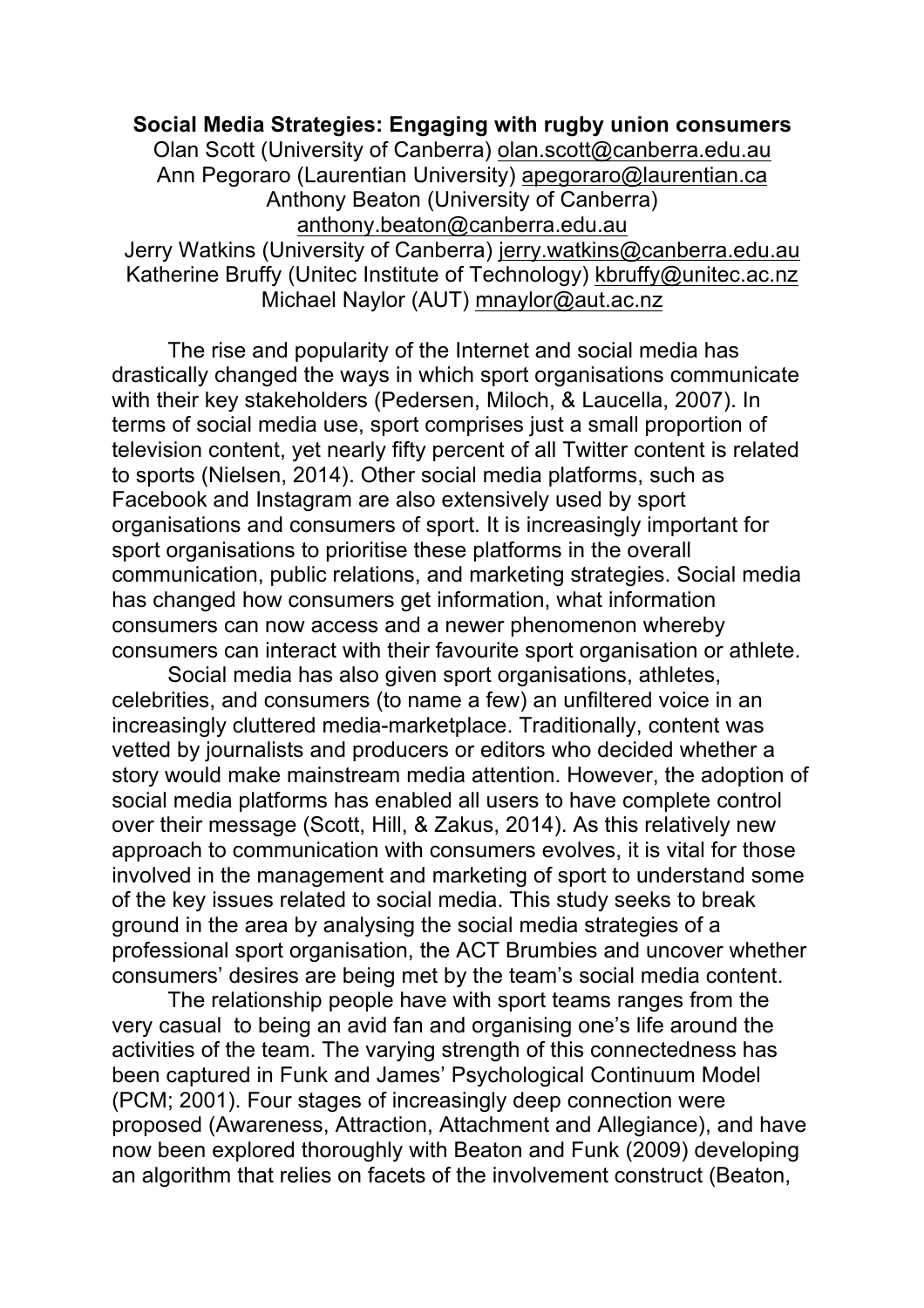**Social Media Strategies: Engaging with rugby union consumers**

Olan Scott (University of Canberra) olan.scott@canberra.edu.au
Ann Pegoraro (Laurentian University) apegoraro@laurentian.ca
Anthony Beaton (University of Canberra) anthony.beaton@canberra.edu.au
Jerry Watkins (University of Canberra) jerry.watkins@canberra.edu.au
Katherine Bruffy (Unitec Institute of Technology) kbruffy@unitec.ac.nz
Michael Naylor (AUT) mnaylor@aut.ac.nz

The rise and popularity of the Internet and social media has drastically changed the ways in which sport organisations communicate with their key stakeholders (Pedersen, Miloch, & Laucella, 2007). In terms of social media use, sport comprises just a small proportion of television content, yet nearly fifty percent of all Twitter content is related to sports (Nielsen, 2014). Other social media platforms, such as Facebook and Instagram are also extensively used by sport organisations and consumers of sport. It is increasingly important for sport organisations to prioritise these platforms in the overall communication, public relations, and marketing strategies. Social media has changed how consumers get information, what information consumers can now access and a newer phenomenon whereby consumers can interact with their favourite sport organisation or athlete.

Social media has also given sport organisations, athletes, celebrities, and consumers (to name a few) an unfiltered voice in an increasingly cluttered media-marketplace. Traditionally, content was vetted by journalists and producers or editors who decided whether a story would make mainstream media attention. However, the adoption of social media platforms has enabled all users to have complete control over their message (Scott, Hill, & Zakus, 2014). As this relatively new approach to communication with consumers evolves, it is vital for those involved in the management and marketing of sport to understand some of the key issues related to social media. This study seeks to break ground in the area by analysing the social media strategies of a professional sport organisation, the ACT Brumbies and uncover whether consumers' desires are being met by the team's social media content.

The relationship people have with sport teams ranges from the very casual to being an avid fan and organising one's life around the activities of the team. The varying strength of this connectedness has been captured in Funk and James' Psychological Continuum Model (PCM; 2001). Four stages of increasingly deep connection were proposed (Awareness, Attraction, Attachment and Allegiance), and have now been explored thoroughly with Beaton and Funk (2009) developing an algorithm that relies on facets of the involvement construct (Beaton,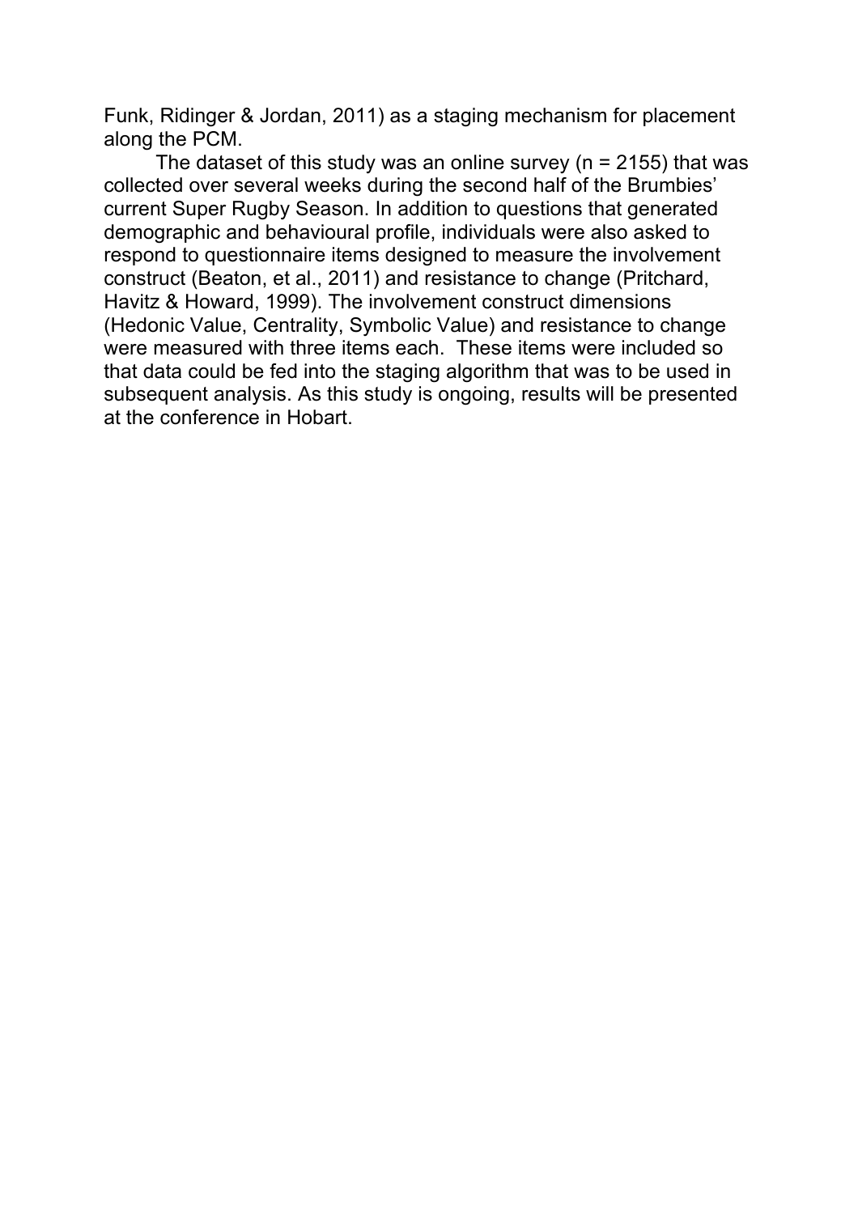Funk, Ridinger & Jordan, 2011) as a staging mechanism for placement along the PCM.

The dataset of this study was an online survey (n = 2155) that was collected over several weeks during the second half of the Brumbies' current Super Rugby Season. In addition to questions that generated demographic and behavioural profile, individuals were also asked to respond to questionnaire items designed to measure the involvement construct (Beaton, et al., 2011) and resistance to change (Pritchard, Havitz & Howard, 1999). The involvement construct dimensions (Hedonic Value, Centrality, Symbolic Value) and resistance to change were measured with three items each. These items were included so that data could be fed into the staging algorithm that was to be used in subsequent analysis. As this study is ongoing, results will be presented at the conference in Hobart.